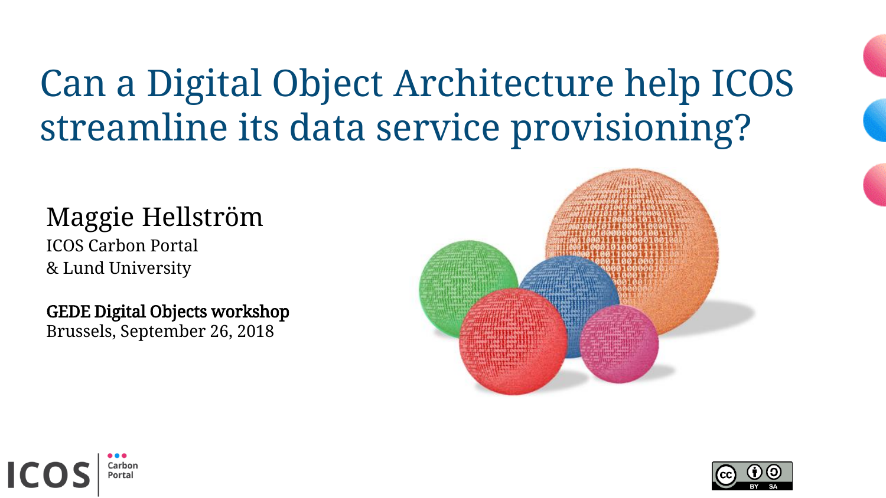# Can a Digital Object Architecture help ICOS streamline its data service provisioning?

Maggie Hellström

ICOS Carbon Portal
& Lund University

**GEDE Digital Objects workshop**
Brussels, September 26, 2018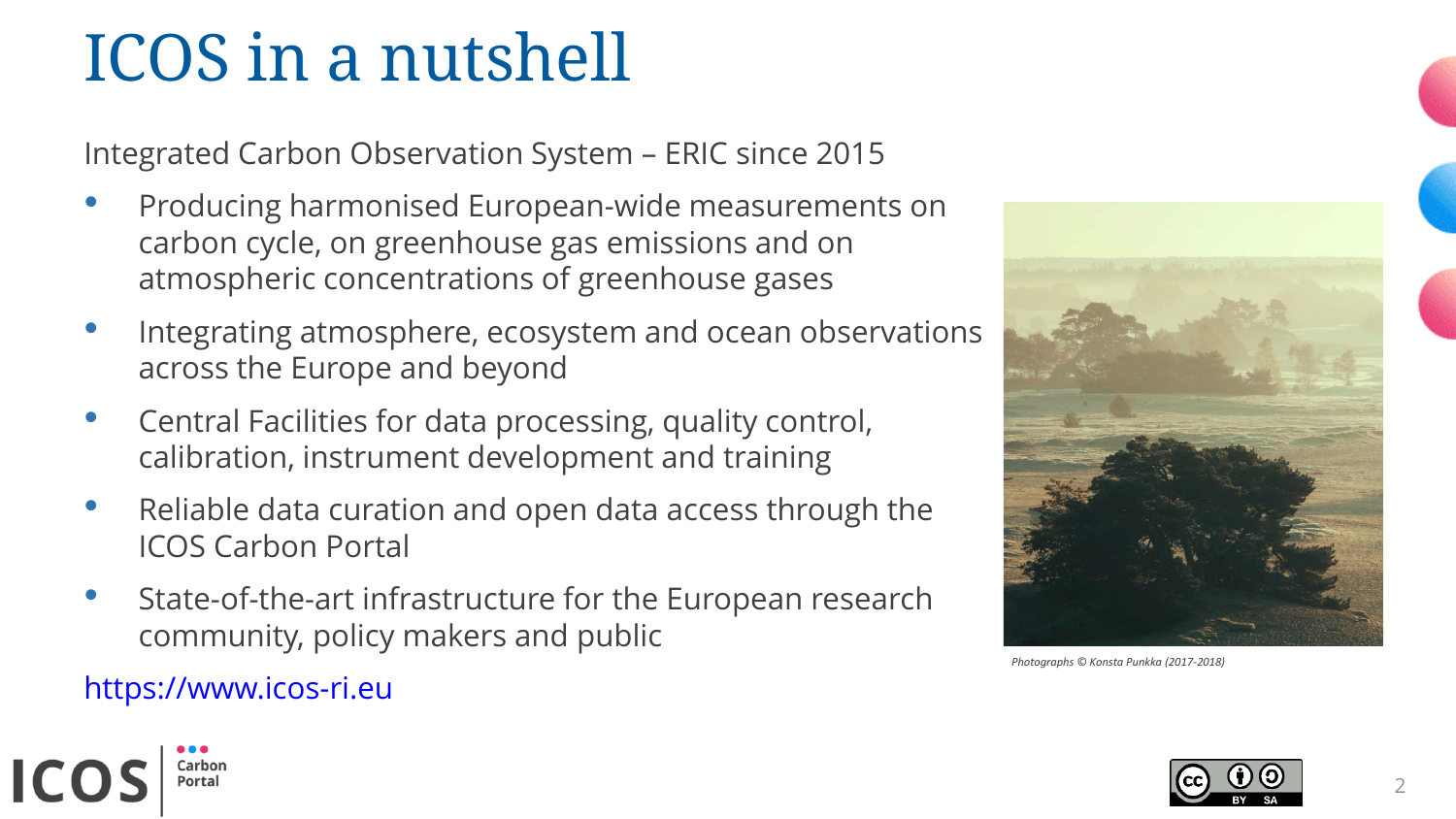# ICOS in a nutshell

Integrated Carbon Observation System – ERIC since 2015

- Producing harmonised European-wide measurements on carbon cycle, on greenhouse gas emissions and on atmospheric concentrations of greenhouse gases
- Integrating atmosphere, ecosystem and ocean observations across the Europe and beyond
- Central Facilities for data processing, quality control, calibration, instrument development and training
- Reliable data curation and open data access through the ICOS Carbon Portal
- State-of-the-art infrastructure for the European research community, policy makers and public

https://www.icos-ri.eu

*Photographs © Konsta Punkka (2017-2018)*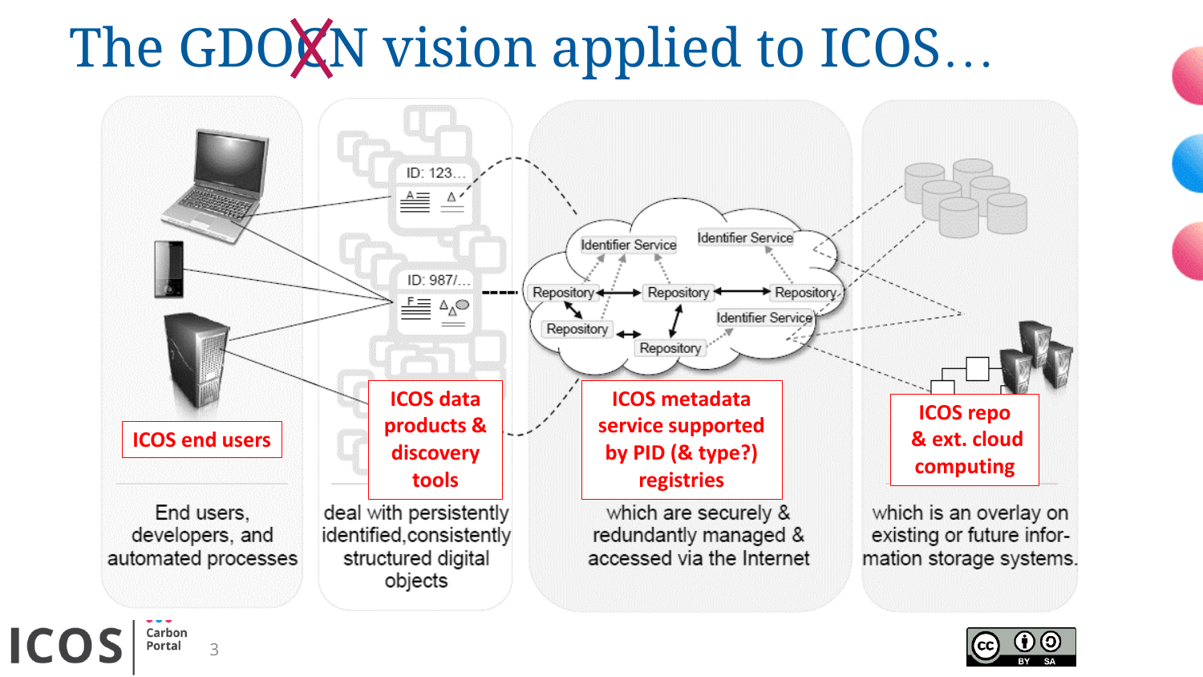# The GDOXN vision applied to ICOS…

ID: 123…

ID: 987/…

Identifier Service

Identifier Service

Repository

Repository

Repository

Repository

Identifier Service

Repository

ICOS end users

ICOS data products & discovery tools

ICOS metadata service supported by PID (& type?) registries

ICOS repo & ext. cloud computing

End users, developers, and automated processes

deal with persistently identified,consistently structured digital objects

which are securely & redundantly managed & accessed via the Internet

which is an overlay on existing or future information storage systems.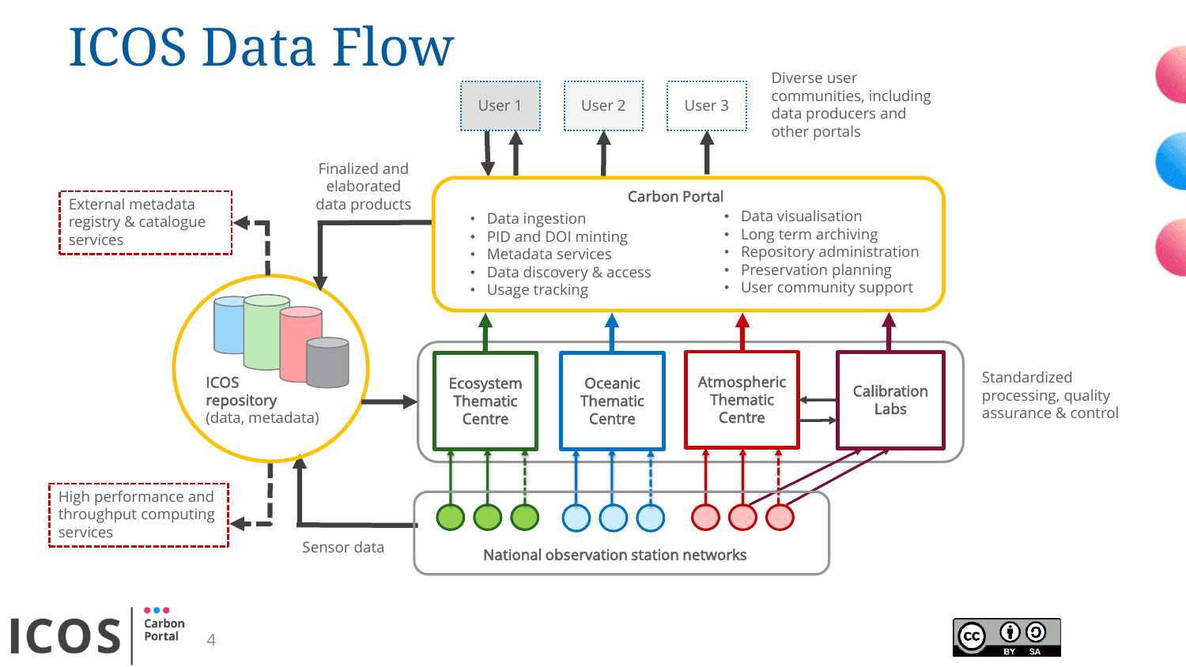# ICOS Data Flow

User 1

User 2

User 3

Diverse user communities, including data producers and other portals

External metadata registry & catalogue services

Finalized and elaborated data products

**Carbon Portal**

- Data ingestion
- PID and DOI minting
- Metadata services
- Data discovery & access
- Usage tracking
- Data visualisation
- Long term archiving
- Repository administration
- Preservation planning
- User community support

ICOS repository (data, metadata)

Ecosystem Thematic Centre

Oceanic Thematic Centre

Atmospheric Thematic Centre

Calibration Labs

Standardized processing, quality assurance & control

High performance and throughput computing services

Sensor data

National observation station networks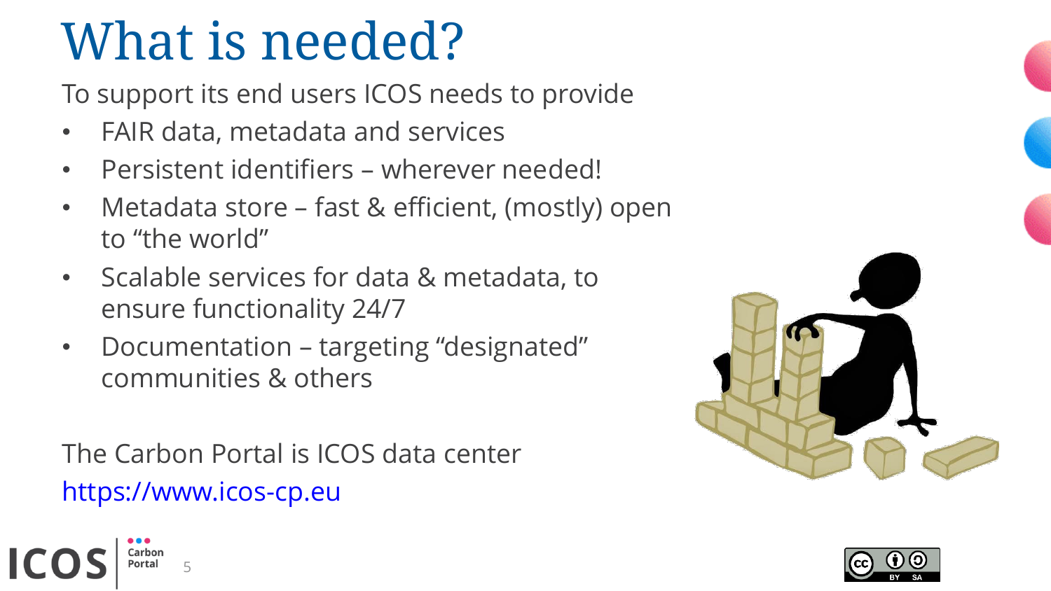# What is needed?

To support its end users ICOS needs to provide

- FAIR data, metadata and services
- Persistent identifiers – wherever needed!
- Metadata store – fast & efficient, (mostly) open to “the world”
- Scalable services for data & metadata, to ensure functionality 24/7
- Documentation – targeting “designated” communities & others

The Carbon Portal is ICOS data center
https://www.icos-cp.eu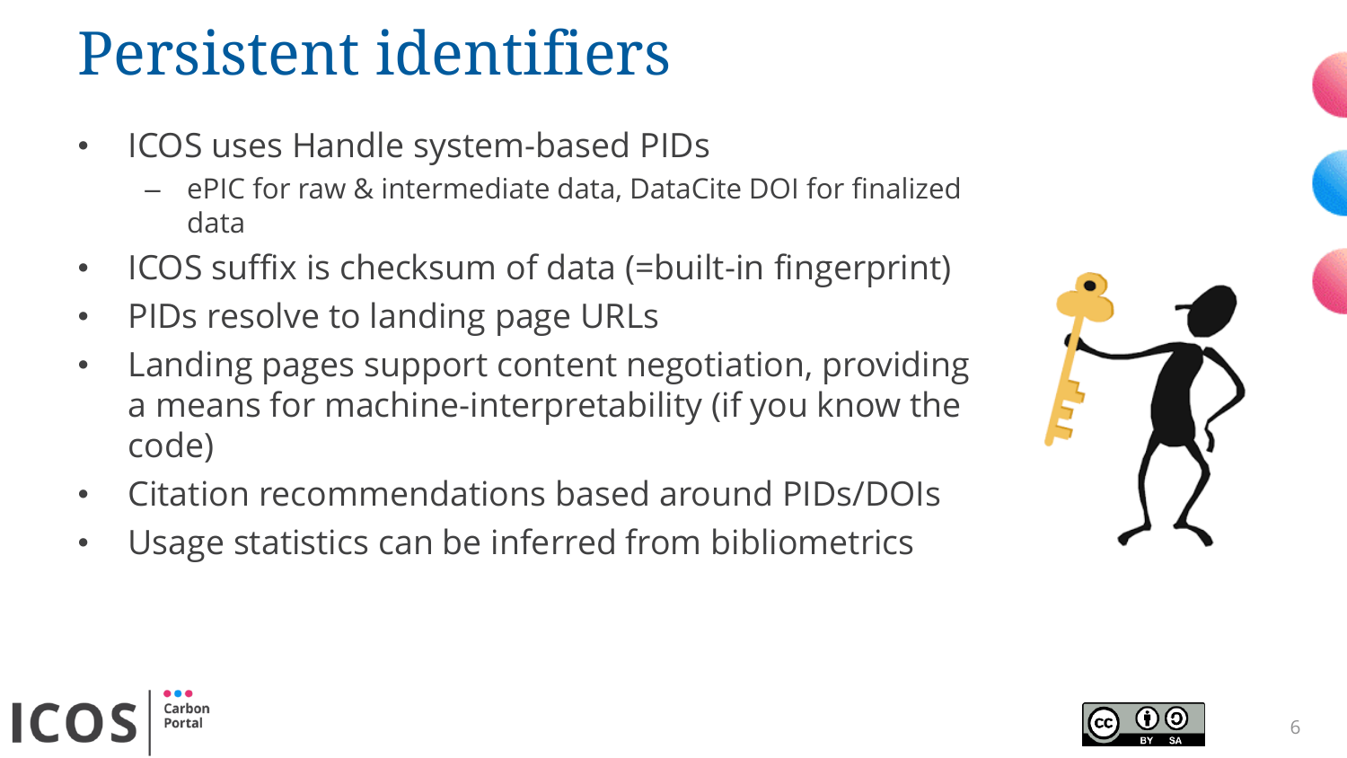# Persistent identifiers

- ICOS uses Handle system-based PIDs
  - ePIC for raw & intermediate data, DataCite DOI for finalized data
- ICOS suffix is checksum of data (=built-in fingerprint)
- PIDs resolve to landing page URLs
- Landing pages support content negotiation, providing a means for machine-interpretability (if you know the code)
- Citation recommendations based around PIDs/DOIs
- Usage statistics can be inferred from bibliometrics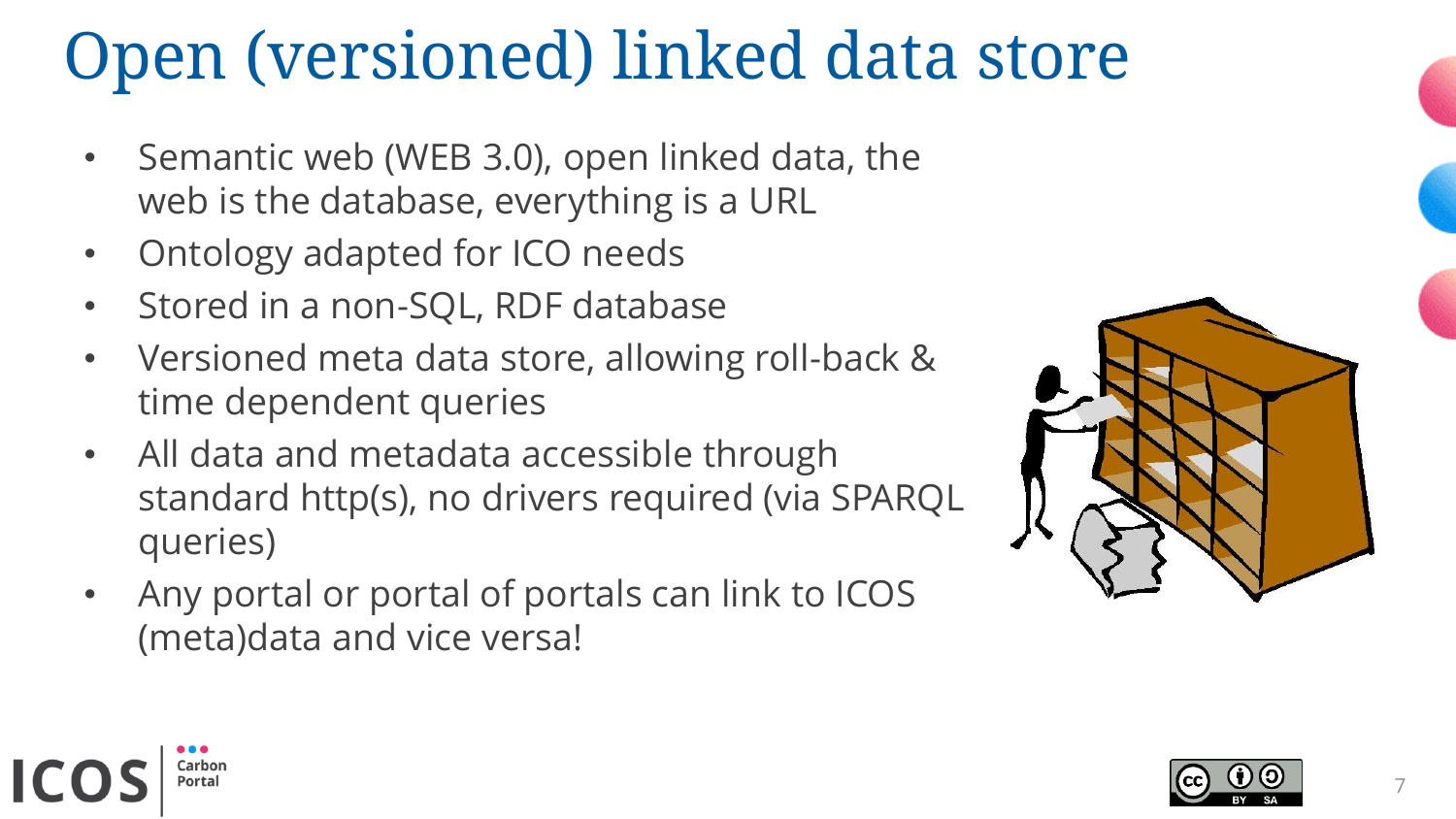# Open (versioned) linked data store

- Semantic web (WEB 3.0), open linked data, the web is the database, everything is a URL
- Ontology adapted for ICO needs
- Stored in a non-SQL, RDF database
- Versioned meta data store, allowing roll-back & time dependent queries
- All data and metadata accessible through standard http(s), no drivers required (via SPARQL queries)
- Any portal or portal of portals can link to ICOS (meta)data and vice versa!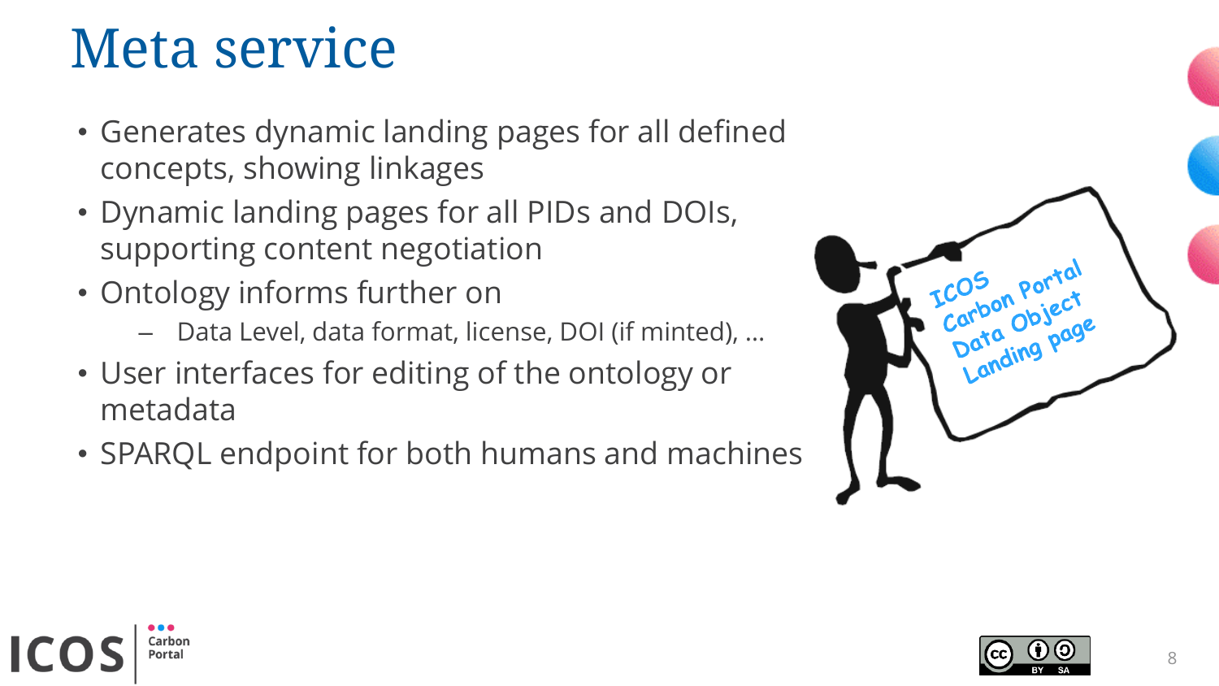# Meta service

- Generates dynamic landing pages for all defined concepts, showing linkages
- Dynamic landing pages for all PIDs and DOIs, supporting content negotiation
- Ontology informs further on
  - Data Level, data format, license, DOI (if minted), …
- User interfaces for editing of the ontology or metadata
- SPARQL endpoint for both humans and machines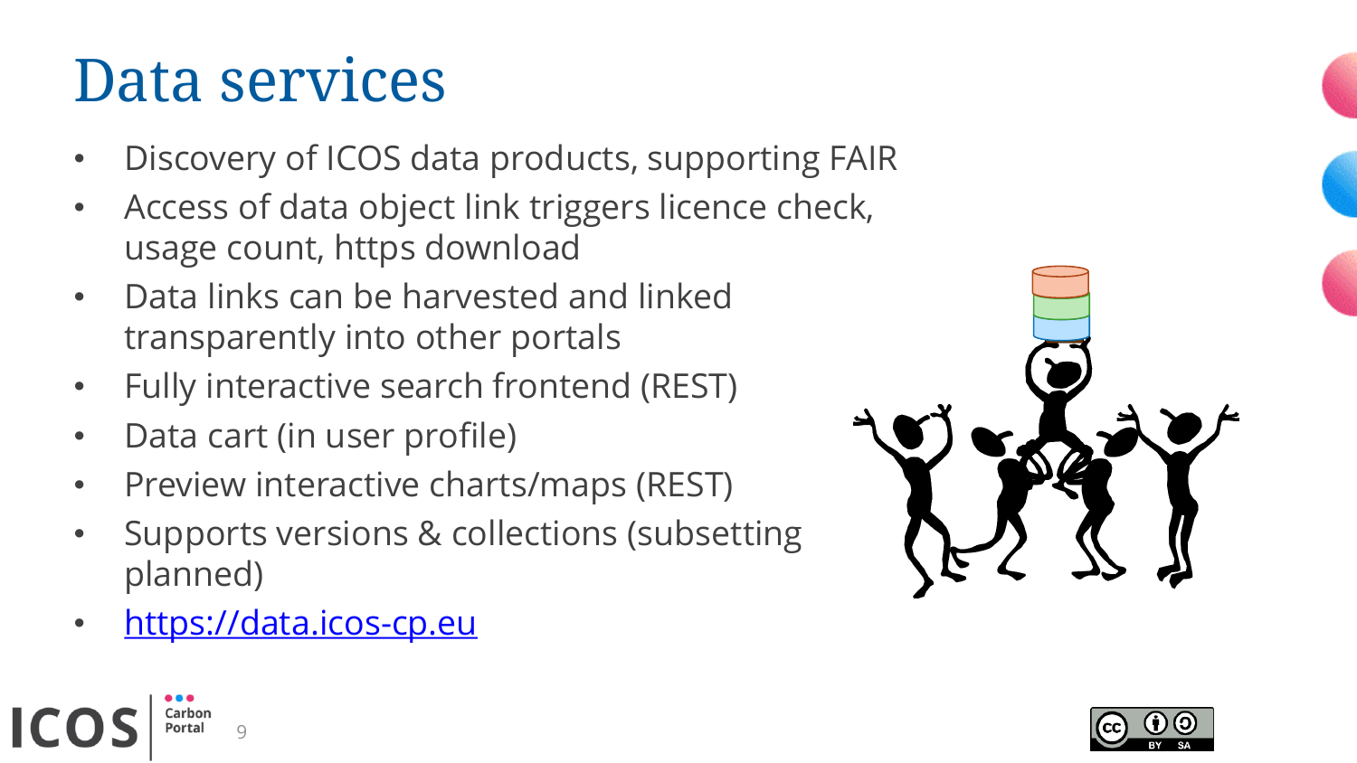# Data services

- Discovery of ICOS data products, supporting FAIR
- Access of data object link triggers licence check, usage count, https download
- Data links can be harvested and linked transparently into other portals
- Fully interactive search frontend (REST)
- Data cart (in user profile)
- Preview interactive charts/maps (REST)
- Supports versions & collections (subsetting planned)
- [https://data.icos-cp.eu](https://data.icos-cp.eu)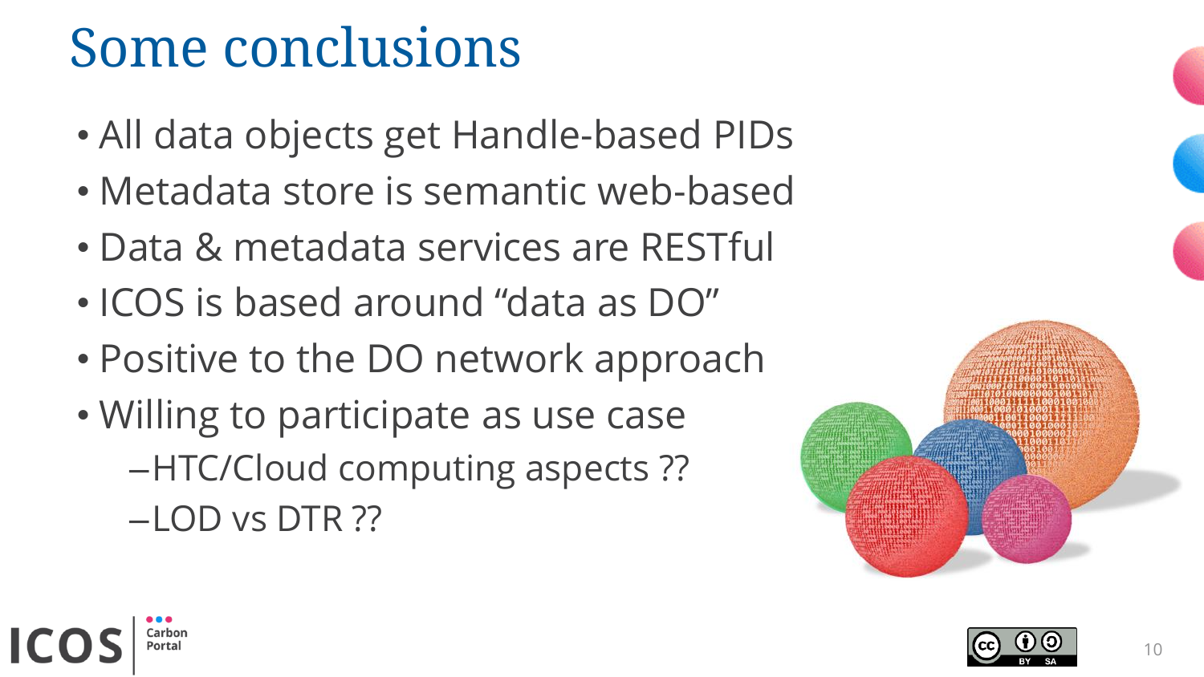# Some conclusions

- All data objects get Handle-based PIDs
- Metadata store is semantic web-based
- Data & metadata services are RESTful
- ICOS is based around "data as DO"
- Positive to the DO network approach
- Willing to participate as use case
  - HTC/Cloud computing aspects ??
  - LOD vs DTR ??